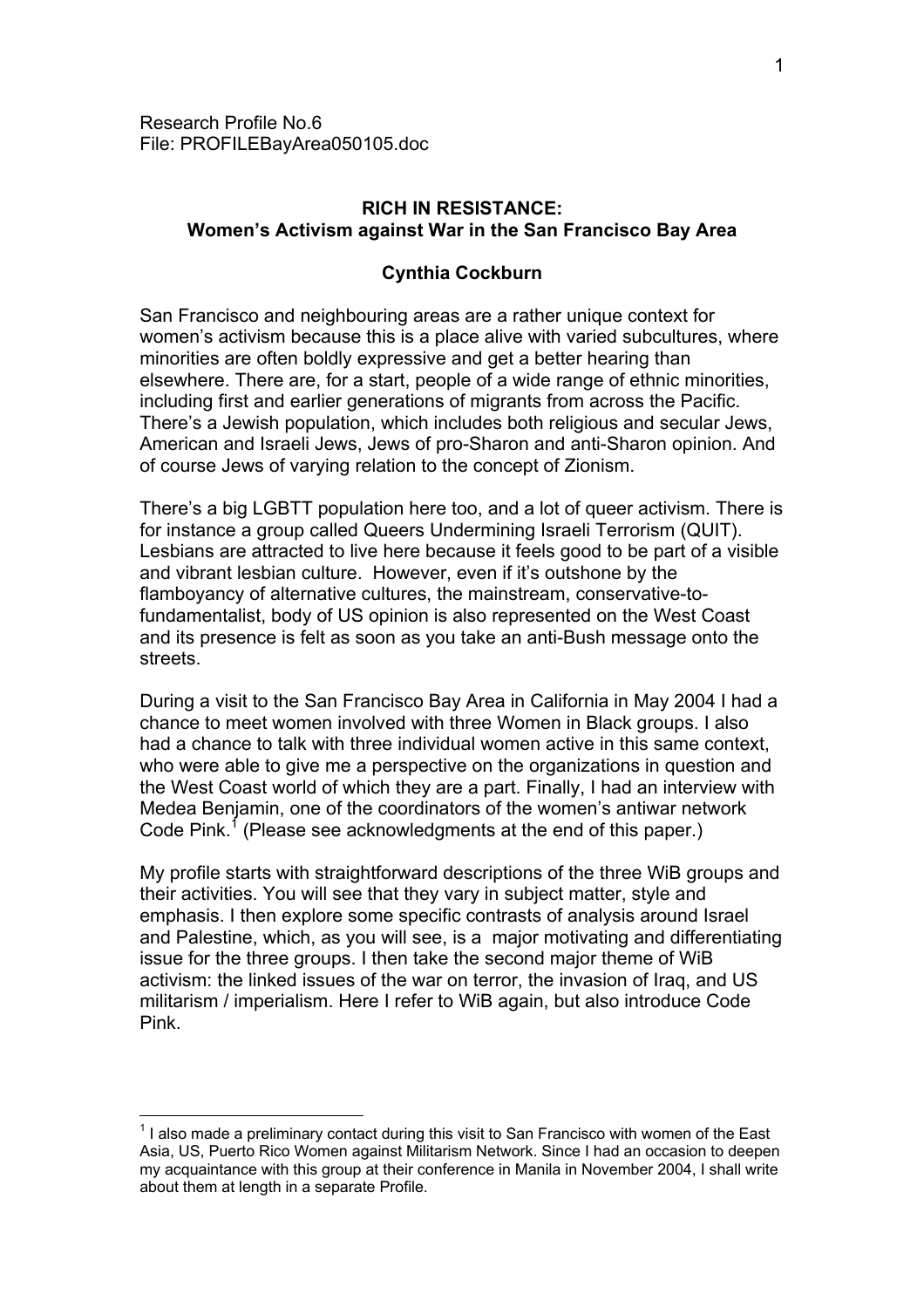Research Profile No.6
File: PROFILEBayArea050105.doc

# RICH IN RESISTANCE:
## Women's Activism against War in the San Francisco Bay Area

**Cynthia Cockburn**

San Francisco and neighbouring areas are a rather unique context for women's activism because this is a place alive with varied subcultures, where minorities are often boldly expressive and get a better hearing than elsewhere. There are, for a start, people of a wide range of ethnic minorities, including first and earlier generations of migrants from across the Pacific. There's a Jewish population, which includes both religious and secular Jews, American and Israeli Jews, Jews of pro-Sharon and anti-Sharon opinion. And of course Jews of varying relation to the concept of Zionism.

There's a big LGBTT population here too, and a lot of queer activism. There is for instance a group called Queers Undermining Israeli Terrorism (QUIT). Lesbians are attracted to live here because it feels good to be part of a visible and vibrant lesbian culture. However, even if it's outshone by the flamboyancy of alternative cultures, the mainstream, conservative-to-fundamentalist, body of US opinion is also represented on the West Coast and its presence is felt as soon as you take an anti-Bush message onto the streets.

During a visit to the San Francisco Bay Area in California in May 2004 I had a chance to meet women involved with three Women in Black groups. I also had a chance to talk with three individual women active in this same context, who were able to give me a perspective on the organizations in question and the West Coast world of which they are a part. Finally, I had an interview with Medea Benjamin, one of the coordinators of the women's antiwar network Code Pink.[1] (Please see acknowledgments at the end of this paper.)

My profile starts with straightforward descriptions of the three WiB groups and their activities. You will see that they vary in subject matter, style and emphasis. I then explore some specific contrasts of analysis around Israel and Palestine, which, as you will see, is a major motivating and differentiating issue for the three groups. I then take the second major theme of WiB activism: the linked issues of the war on terror, the invasion of Iraq, and US militarism / imperialism. Here I refer to WiB again, but also introduce Code Pink.

[1] I also made a preliminary contact during this visit to San Francisco with women of the East Asia, US, Puerto Rico Women against Militarism Network. Since I had an occasion to deepen my acquaintance with this group at their conference in Manila in November 2004, I shall write about them at length in a separate Profile.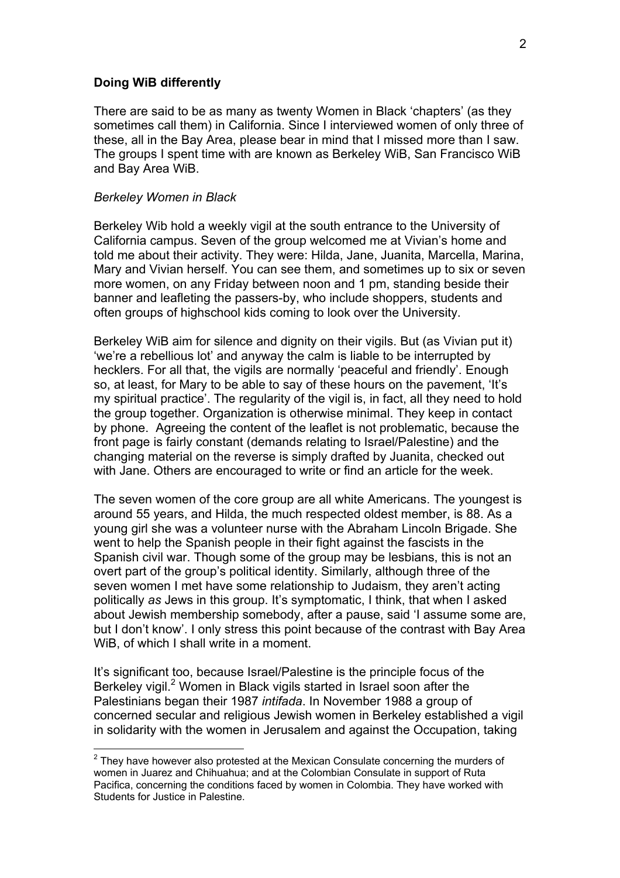**Doing WiB differently**

There are said to be as many as twenty Women in Black 'chapters' (as they sometimes call them) in California. Since I interviewed women of only three of these, all in the Bay Area, please bear in mind that I missed more than I saw. The groups I spent time with are known as Berkeley WiB, San Francisco WiB and Bay Area WiB.

*Berkeley Women in Black*

Berkeley Wib hold a weekly vigil at the south entrance to the University of California campus. Seven of the group welcomed me at Vivian's home and told me about their activity. They were: Hilda, Jane, Juanita, Marcella, Marina, Mary and Vivian herself. You can see them, and sometimes up to six or seven more women, on any Friday between noon and 1 pm, standing beside their banner and leafleting the passers-by, who include shoppers, students and often groups of highschool kids coming to look over the University.

Berkeley WiB aim for silence and dignity on their vigils. But (as Vivian put it) 'we're a rebellious lot' and anyway the calm is liable to be interrupted by hecklers. For all that, the vigils are normally 'peaceful and friendly'. Enough so, at least, for Mary to be able to say of these hours on the pavement, 'It's my spiritual practice'. The regularity of the vigil is, in fact, all they need to hold the group together. Organization is otherwise minimal. They keep in contact by phone. Agreeing the content of the leaflet is not problematic, because the front page is fairly constant (demands relating to Israel/Palestine) and the changing material on the reverse is simply drafted by Juanita, checked out with Jane. Others are encouraged to write or find an article for the week.

The seven women of the core group are all white Americans. The youngest is around 55 years, and Hilda, the much respected oldest member, is 88. As a young girl she was a volunteer nurse with the Abraham Lincoln Brigade. She went to help the Spanish people in their fight against the fascists in the Spanish civil war. Though some of the group may be lesbians, this is not an overt part of the group's political identity. Similarly, although three of the seven women I met have some relationship to Judaism, they aren't acting politically *as* Jews in this group. It's symptomatic, I think, that when I asked about Jewish membership somebody, after a pause, said 'I assume some are, but I don't know'. I only stress this point because of the contrast with Bay Area WiB, of which I shall write in a moment.

It's significant too, because Israel/Palestine is the principle focus of the Berkeley vigil.[2] Women in Black vigils started in Israel soon after the Palestinians began their 1987 *intifada*. In November 1988 a group of concerned secular and religious Jewish women in Berkeley established a vigil in solidarity with the women in Jerusalem and against the Occupation, taking

[2] They have however also protested at the Mexican Consulate concerning the murders of women in Juarez and Chihuahua; and at the Colombian Consulate in support of Ruta Pacifica, concerning the conditions faced by women in Colombia. They have worked with Students for Justice in Palestine.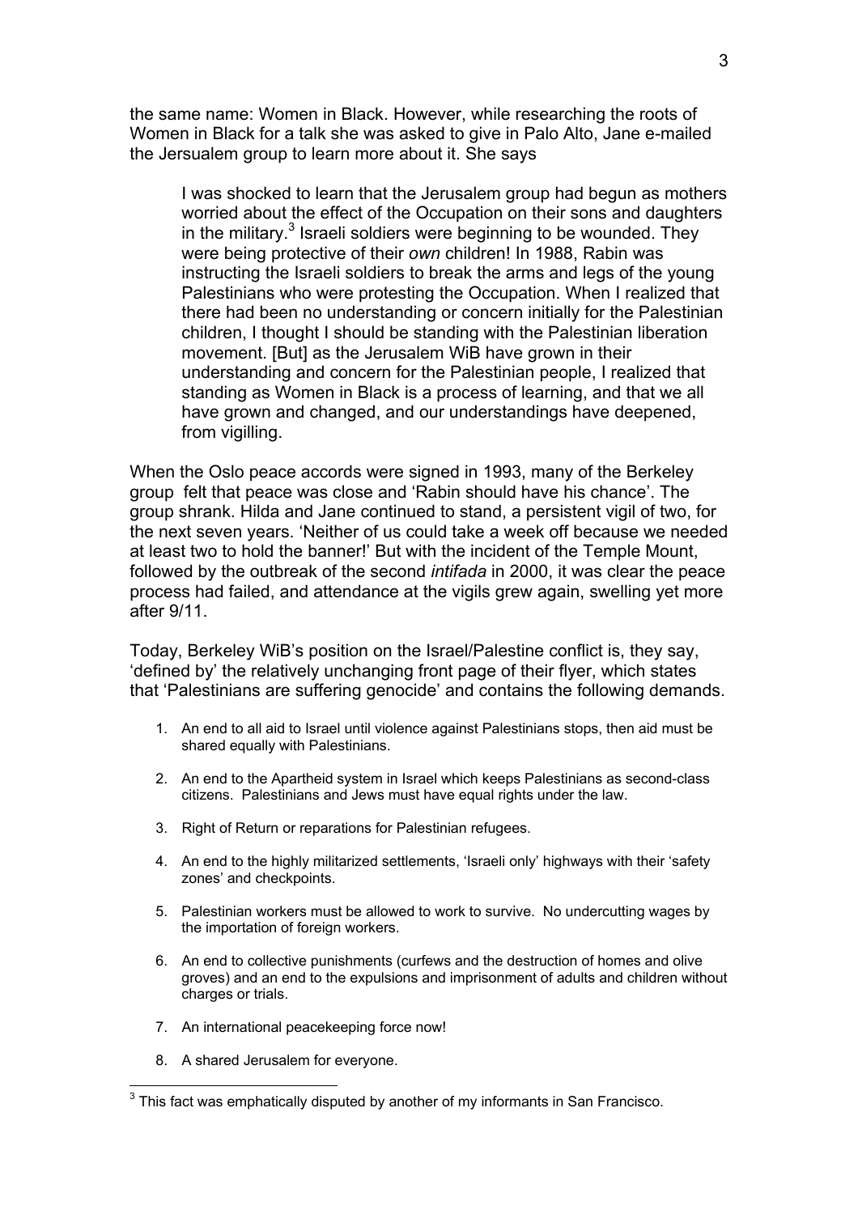the same name: Women in Black. However, while researching the roots of Women in Black for a talk she was asked to give in Palo Alto, Jane e-mailed the Jersualem group to learn more about it. She says

> I was shocked to learn that the Jerusalem group had begun as mothers worried about the effect of the Occupation on their sons and daughters in the military.[3] Israeli soldiers were beginning to be wounded. They were being protective of their *own* children! In 1988, Rabin was instructing the Israeli soldiers to break the arms and legs of the young Palestinians who were protesting the Occupation. When I realized that there had been no understanding or concern initially for the Palestinian children, I thought I should be standing with the Palestinian liberation movement. [But] as the Jerusalem WiB have grown in their understanding and concern for the Palestinian people, I realized that standing as Women in Black is a process of learning, and that we all have grown and changed, and our understandings have deepened, from vigilling.

When the Oslo peace accords were signed in 1993, many of the Berkeley group felt that peace was close and 'Rabin should have his chance'. The group shrank. Hilda and Jane continued to stand, a persistent vigil of two, for the next seven years. 'Neither of us could take a week off because we needed at least two to hold the banner!' But with the incident of the Temple Mount, followed by the outbreak of the second *intifada* in 2000, it was clear the peace process had failed, and attendance at the vigils grew again, swelling yet more after 9/11.

Today, Berkeley WiB's position on the Israel/Palestine conflict is, they say, 'defined by' the relatively unchanging front page of their flyer, which states that 'Palestinians are suffering genocide' and contains the following demands.

1. An end to all aid to Israel until violence against Palestinians stops, then aid must be shared equally with Palestinians.
2. An end to the Apartheid system in Israel which keeps Palestinians as second-class citizens. Palestinians and Jews must have equal rights under the law.
3. Right of Return or reparations for Palestinian refugees.
4. An end to the highly militarized settlements, 'Israeli only' highways with their 'safety zones' and checkpoints.
5. Palestinian workers must be allowed to work to survive. No undercutting wages by the importation of foreign workers.
6. An end to collective punishments (curfews and the destruction of homes and olive groves) and an end to the expulsions and imprisonment of adults and children without charges or trials.
7. An international peacekeeping force now!
8. A shared Jerusalem for everyone.

---

[3] This fact was emphatically disputed by another of my informants in San Francisco.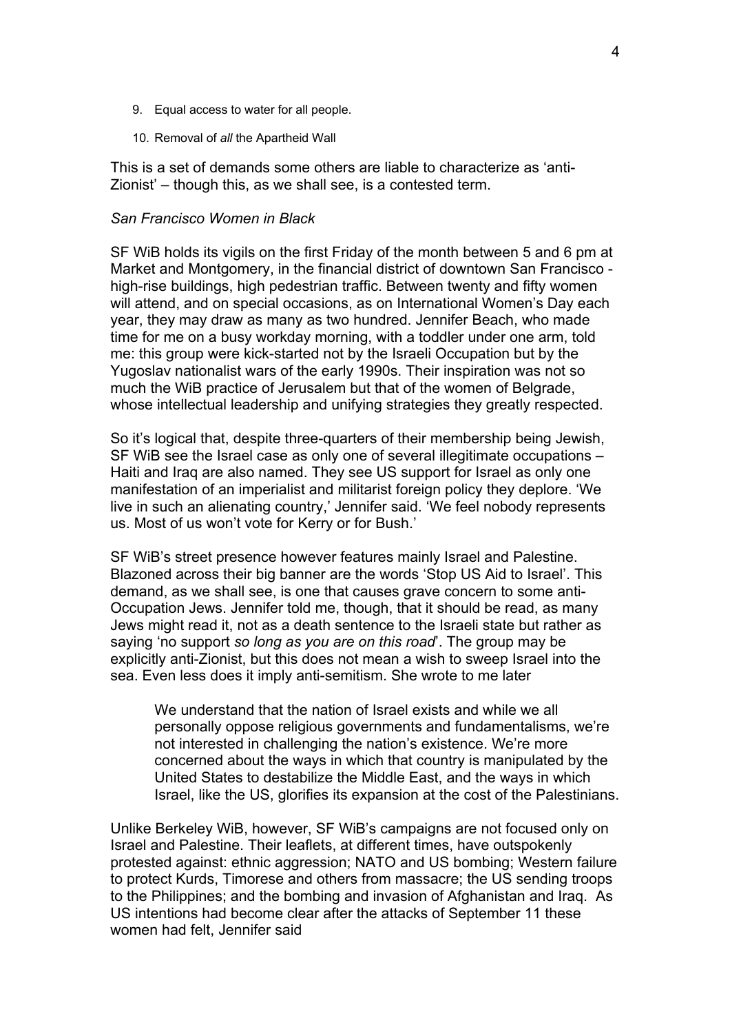9. Equal access to water for all people.

10. Removal of *all* the Apartheid Wall

This is a set of demands some others are liable to characterize as 'anti-Zionist' – though this, as we shall see, is a contested term.

*San Francisco Women in Black*

SF WiB holds its vigils on the first Friday of the month between 5 and 6 pm at Market and Montgomery, in the financial district of downtown San Francisco - high-rise buildings, high pedestrian traffic. Between twenty and fifty women will attend, and on special occasions, as on International Women's Day each year, they may draw as many as two hundred. Jennifer Beach, who made time for me on a busy workday morning, with a toddler under one arm, told me: this group were kick-started not by the Israeli Occupation but by the Yugoslav nationalist wars of the early 1990s. Their inspiration was not so much the WiB practice of Jerusalem but that of the women of Belgrade, whose intellectual leadership and unifying strategies they greatly respected.

So it's logical that, despite three-quarters of their membership being Jewish, SF WiB see the Israel case as only one of several illegitimate occupations – Haiti and Iraq are also named. They see US support for Israel as only one manifestation of an imperialist and militarist foreign policy they deplore. 'We live in such an alienating country,' Jennifer said. 'We feel nobody represents us. Most of us won't vote for Kerry or for Bush.'

SF WiB's street presence however features mainly Israel and Palestine. Blazoned across their big banner are the words 'Stop US Aid to Israel'. This demand, as we shall see, is one that causes grave concern to some anti-Occupation Jews. Jennifer told me, though, that it should be read, as many Jews might read it, not as a death sentence to the Israeli state but rather as saying 'no support *so long as you are on this road*'. The group may be explicitly anti-Zionist, but this does not mean a wish to sweep Israel into the sea. Even less does it imply anti-semitism. She wrote to me later

> We understand that the nation of Israel exists and while we all personally oppose religious governments and fundamentalisms, we're not interested in challenging the nation's existence. We're more concerned about the ways in which that country is manipulated by the United States to destabilize the Middle East, and the ways in which Israel, like the US, glorifies its expansion at the cost of the Palestinians.

Unlike Berkeley WiB, however, SF WiB's campaigns are not focused only on Israel and Palestine. Their leaflets, at different times, have outspokenly protested against: ethnic aggression; NATO and US bombing; Western failure to protect Kurds, Timorese and others from massacre; the US sending troops to the Philippines; and the bombing and invasion of Afghanistan and Iraq. As US intentions had become clear after the attacks of September 11 these women had felt, Jennifer said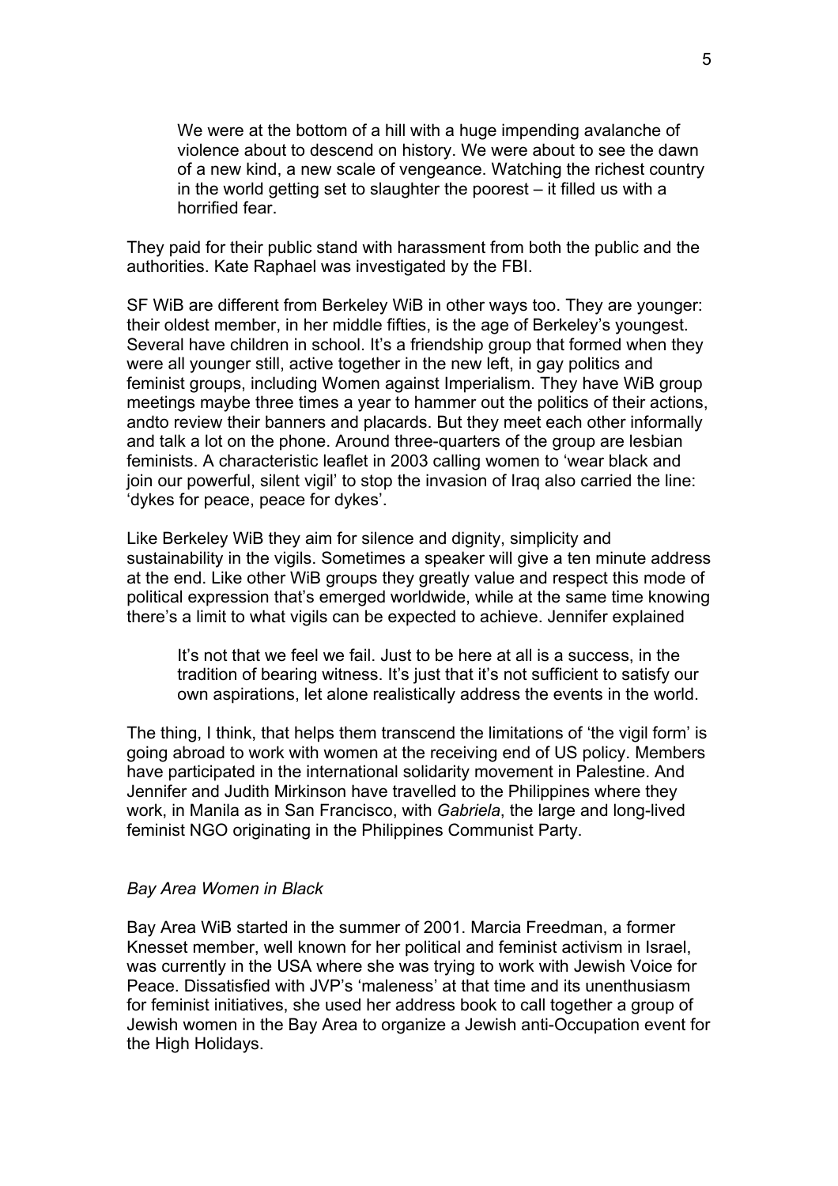> We were at the bottom of a hill with a huge impending avalanche of violence about to descend on history. We were about to see the dawn of a new kind, a new scale of vengeance. Watching the richest country in the world getting set to slaughter the poorest – it filled us with a horrified fear.

They paid for their public stand with harassment from both the public and the authorities. Kate Raphael was investigated by the FBI.

SF WiB are different from Berkeley WiB in other ways too. They are younger: their oldest member, in her middle fifties, is the age of Berkeley's youngest. Several have children in school. It's a friendship group that formed when they were all younger still, active together in the new left, in gay politics and feminist groups, including Women against Imperialism. They have WiB group meetings maybe three times a year to hammer out the politics of their actions, andto review their banners and placards. But they meet each other informally and talk a lot on the phone. Around three-quarters of the group are lesbian feminists. A characteristic leaflet in 2003 calling women to 'wear black and join our powerful, silent vigil' to stop the invasion of Iraq also carried the line: 'dykes for peace, peace for dykes'.

Like Berkeley WiB they aim for silence and dignity, simplicity and sustainability in the vigils. Sometimes a speaker will give a ten minute address at the end. Like other WiB groups they greatly value and respect this mode of political expression that's emerged worldwide, while at the same time knowing there's a limit to what vigils can be expected to achieve. Jennifer explained

> It's not that we feel we fail. Just to be here at all is a success, in the tradition of bearing witness. It's just that it's not sufficient to satisfy our own aspirations, let alone realistically address the events in the world.

The thing, I think, that helps them transcend the limitations of 'the vigil form' is going abroad to work with women at the receiving end of US policy. Members have participated in the international solidarity movement in Palestine. And Jennifer and Judith Mirkinson have travelled to the Philippines where they work, in Manila as in San Francisco, with *Gabriela*, the large and long-lived feminist NGO originating in the Philippines Communist Party.

*Bay Area Women in Black*

Bay Area WiB started in the summer of 2001. Marcia Freedman, a former Knesset member, well known for her political and feminist activism in Israel, was currently in the USA where she was trying to work with Jewish Voice for Peace. Dissatisfied with JVP's 'maleness' at that time and its unenthusiasm for feminist initiatives, she used her address book to call together a group of Jewish women in the Bay Area to organize a Jewish anti-Occupation event for the High Holidays.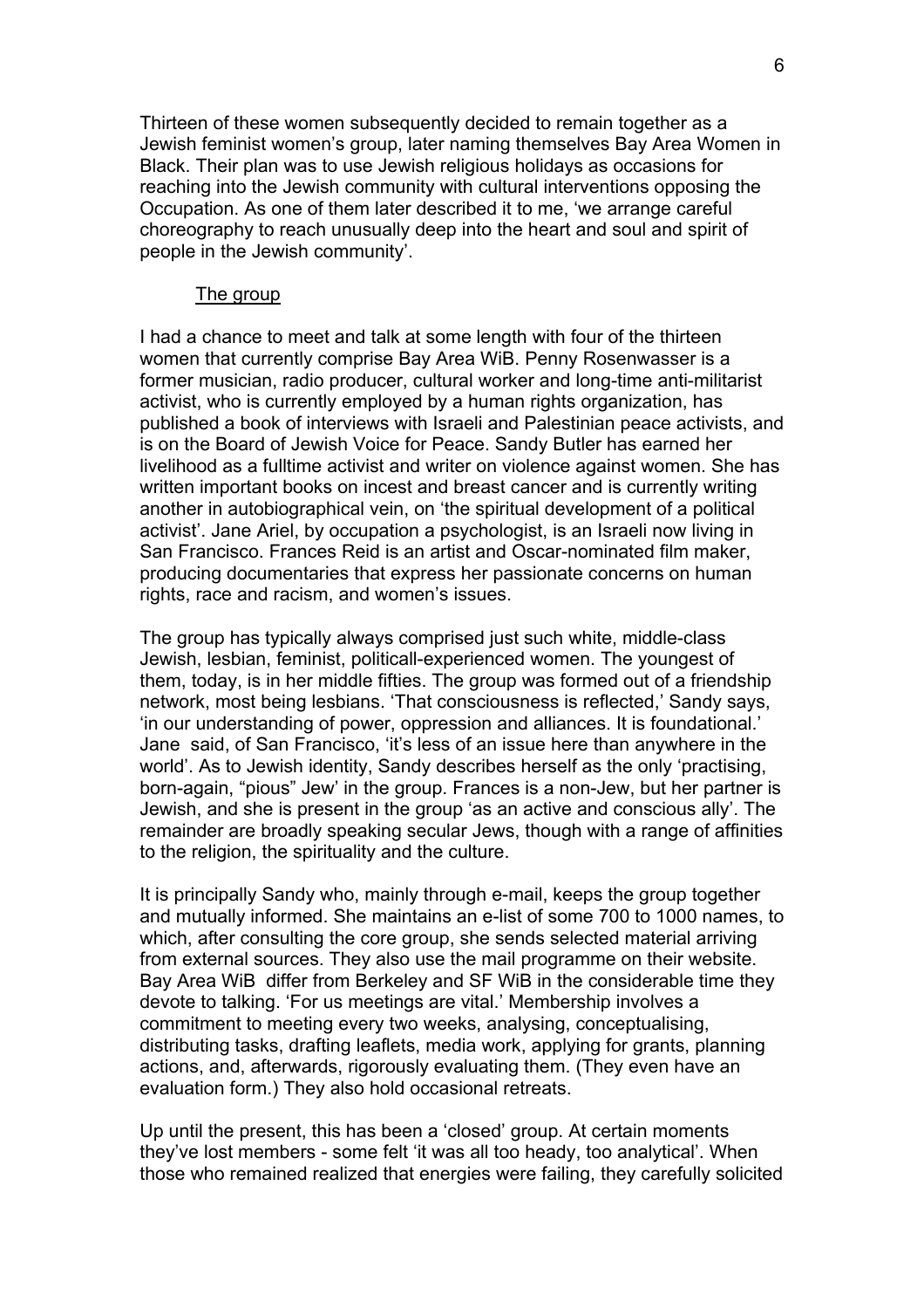Thirteen of these women subsequently decided to remain together as a Jewish feminist women's group, later naming themselves Bay Area Women in Black. Their plan was to use Jewish religious holidays as occasions for reaching into the Jewish community with cultural interventions opposing the Occupation. As one of them later described it to me, 'we arrange careful choreography to reach unusually deep into the heart and soul and spirit of people in the Jewish community'.

## The group

I had a chance to meet and talk at some length with four of the thirteen women that currently comprise Bay Area WiB. Penny Rosenwasser is a former musician, radio producer, cultural worker and long-time anti-militarist activist, who is currently employed by a human rights organization, has published a book of interviews with Israeli and Palestinian peace activists, and is on the Board of Jewish Voice for Peace. Sandy Butler has earned her livelihood as a fulltime activist and writer on violence against women. She has written important books on incest and breast cancer and is currently writing another in autobiographical vein, on 'the spiritual development of a political activist'. Jane Ariel, by occupation a psychologist, is an Israeli now living in San Francisco. Frances Reid is an artist and Oscar-nominated film maker, producing documentaries that express her passionate concerns on human rights, race and racism, and women's issues.

The group has typically always comprised just such white, middle-class Jewish, lesbian, feminist, politicall-experienced women. The youngest of them, today, is in her middle fifties. The group was formed out of a friendship network, most being lesbians. 'That consciousness is reflected,' Sandy says, 'in our understanding of power, oppression and alliances. It is foundational.' Jane said, of San Francisco, 'it's less of an issue here than anywhere in the world'. As to Jewish identity, Sandy describes herself as the only 'practising, born-again, "pious" Jew' in the group. Frances is a non-Jew, but her partner is Jewish, and she is present in the group 'as an active and conscious ally'. The remainder are broadly speaking secular Jews, though with a range of affinities to the religion, the spirituality and the culture.

It is principally Sandy who, mainly through e-mail, keeps the group together and mutually informed. She maintains an e-list of some 700 to 1000 names, to which, after consulting the core group, she sends selected material arriving from external sources. They also use the mail programme on their website. Bay Area WiB differ from Berkeley and SF WiB in the considerable time they devote to talking. 'For us meetings are vital.' Membership involves a commitment to meeting every two weeks, analysing, conceptualising, distributing tasks, drafting leaflets, media work, applying for grants, planning actions, and, afterwards, rigorously evaluating them. (They even have an evaluation form.) They also hold occasional retreats.

Up until the present, this has been a 'closed' group. At certain moments they've lost members - some felt 'it was all too heady, too analytical'. When those who remained realized that energies were failing, they carefully solicited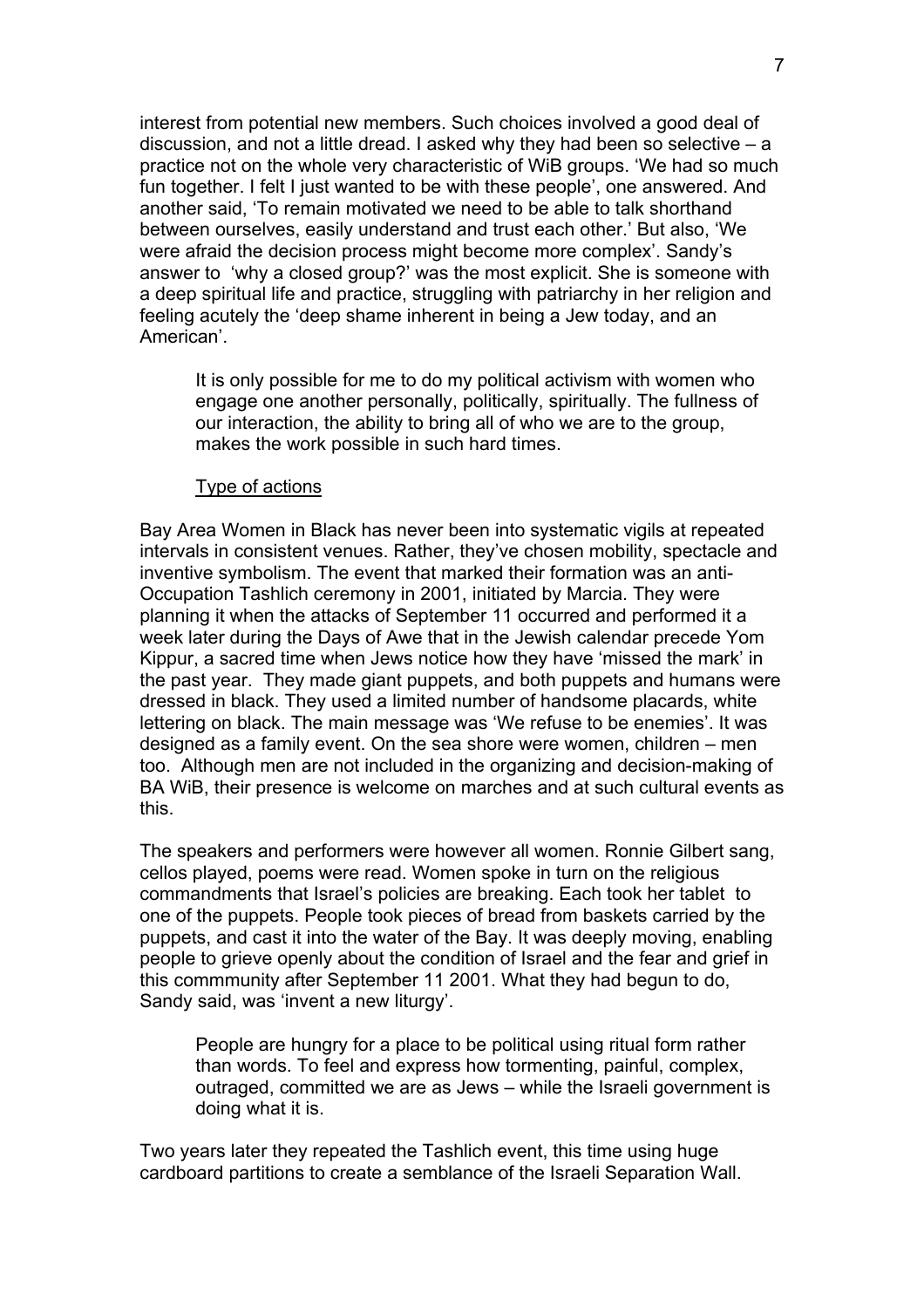interest from potential new members. Such choices involved a good deal of discussion, and not a little dread. I asked why they had been so selective – a practice not on the whole very characteristic of WiB groups. 'We had so much fun together. I felt I just wanted to be with these people', one answered. And another said, 'To remain motivated we need to be able to talk shorthand between ourselves, easily understand and trust each other.' But also, 'We were afraid the decision process might become more complex'. Sandy's answer to 'why a closed group?' was the most explicit. She is someone with a deep spiritual life and practice, struggling with patriarchy in her religion and feeling acutely the 'deep shame inherent in being a Jew today, and an American'.

> It is only possible for me to do my political activism with women who engage one another personally, politically, spiritually. The fullness of our interaction, the ability to bring all of who we are to the group, makes the work possible in such hard times.

### Type of actions

Bay Area Women in Black has never been into systematic vigils at repeated intervals in consistent venues. Rather, they've chosen mobility, spectacle and inventive symbolism. The event that marked their formation was an anti-Occupation Tashlich ceremony in 2001, initiated by Marcia. They were planning it when the attacks of September 11 occurred and performed it a week later during the Days of Awe that in the Jewish calendar precede Yom Kippur, a sacred time when Jews notice how they have 'missed the mark' in the past year. They made giant puppets, and both puppets and humans were dressed in black. They used a limited number of handsome placards, white lettering on black. The main message was 'We refuse to be enemies'. It was designed as a family event. On the sea shore were women, children – men too. Although men are not included in the organizing and decision-making of BA WiB, their presence is welcome on marches and at such cultural events as this.

The speakers and performers were however all women. Ronnie Gilbert sang, cellos played, poems were read. Women spoke in turn on the religious commandments that Israel's policies are breaking. Each took her tablet to one of the puppets. People took pieces of bread from baskets carried by the puppets, and cast it into the water of the Bay. It was deeply moving, enabling people to grieve openly about the condition of Israel and the fear and grief in this commmunity after September 11 2001. What they had begun to do, Sandy said, was 'invent a new liturgy'.

> People are hungry for a place to be political using ritual form rather than words. To feel and express how tormenting, painful, complex, outraged, committed we are as Jews – while the Israeli government is doing what it is.

Two years later they repeated the Tashlich event, this time using huge cardboard partitions to create a semblance of the Israeli Separation Wall.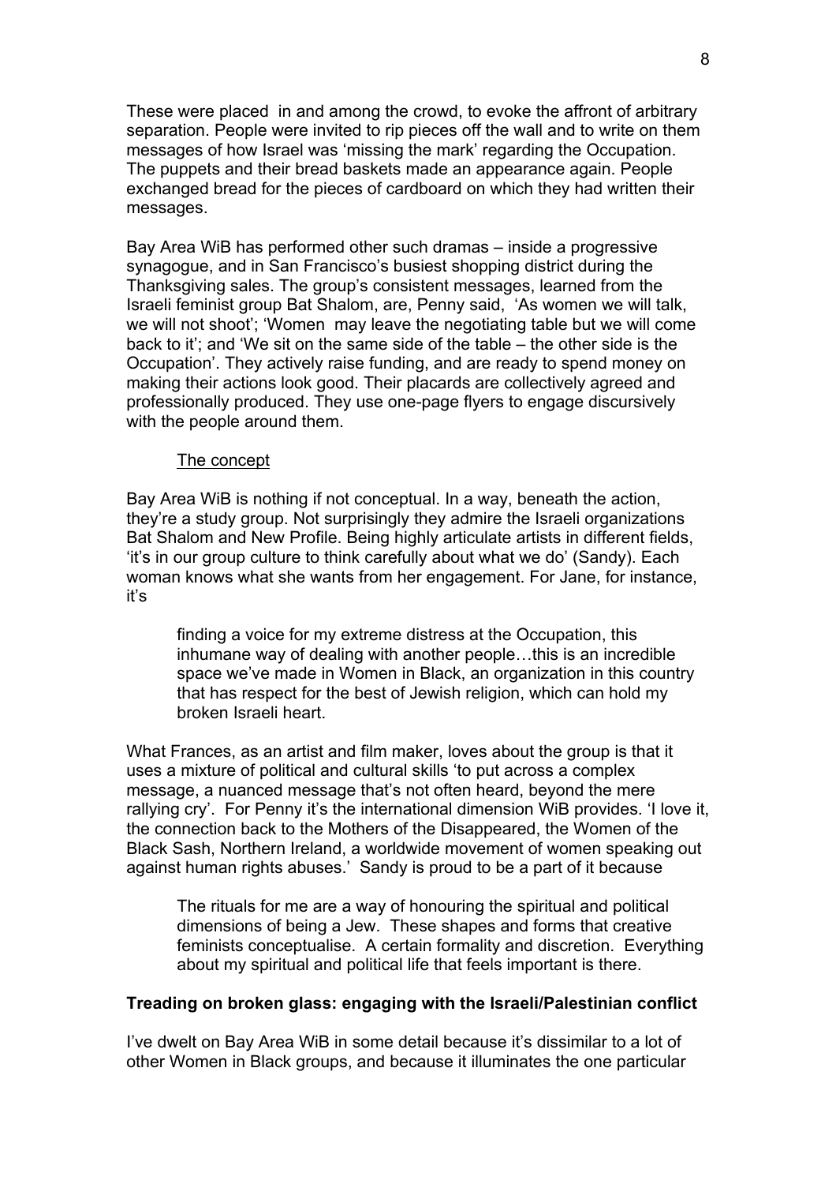These were placed in and among the crowd, to evoke the affront of arbitrary separation. People were invited to rip pieces off the wall and to write on them messages of how Israel was 'missing the mark' regarding the Occupation. The puppets and their bread baskets made an appearance again. People exchanged bread for the pieces of cardboard on which they had written their messages.

Bay Area WiB has performed other such dramas – inside a progressive synagogue, and in San Francisco's busiest shopping district during the Thanksgiving sales. The group's consistent messages, learned from the Israeli feminist group Bat Shalom, are, Penny said, 'As women we will talk, we will not shoot'; 'Women may leave the negotiating table but we will come back to it'; and 'We sit on the same side of the table – the other side is the Occupation'. They actively raise funding, and are ready to spend money on making their actions look good. Their placards are collectively agreed and professionally produced. They use one-page flyers to engage discursively with the people around them.

<u>The concept</u>

Bay Area WiB is nothing if not conceptual. In a way, beneath the action, they're a study group. Not surprisingly they admire the Israeli organizations Bat Shalom and New Profile. Being highly articulate artists in different fields, 'it's in our group culture to think carefully about what we do' (Sandy). Each woman knows what she wants from her engagement. For Jane, for instance, it's

> finding a voice for my extreme distress at the Occupation, this inhumane way of dealing with another people…this is an incredible space we've made in Women in Black, an organization in this country that has respect for the best of Jewish religion, which can hold my broken Israeli heart.

What Frances, as an artist and film maker, loves about the group is that it uses a mixture of political and cultural skills 'to put across a complex message, a nuanced message that's not often heard, beyond the mere rallying cry'. For Penny it's the international dimension WiB provides. 'I love it, the connection back to the Mothers of the Disappeared, the Women of the Black Sash, Northern Ireland, a worldwide movement of women speaking out against human rights abuses.' Sandy is proud to be a part of it because

> The rituals for me are a way of honouring the spiritual and political dimensions of being a Jew. These shapes and forms that creative feminists conceptualise. A certain formality and discretion. Everything about my spiritual and political life that feels important is there.

**Treading on broken glass: engaging with the Israeli/Palestinian conflict**

I've dwelt on Bay Area WiB in some detail because it's dissimilar to a lot of other Women in Black groups, and because it illuminates the one particular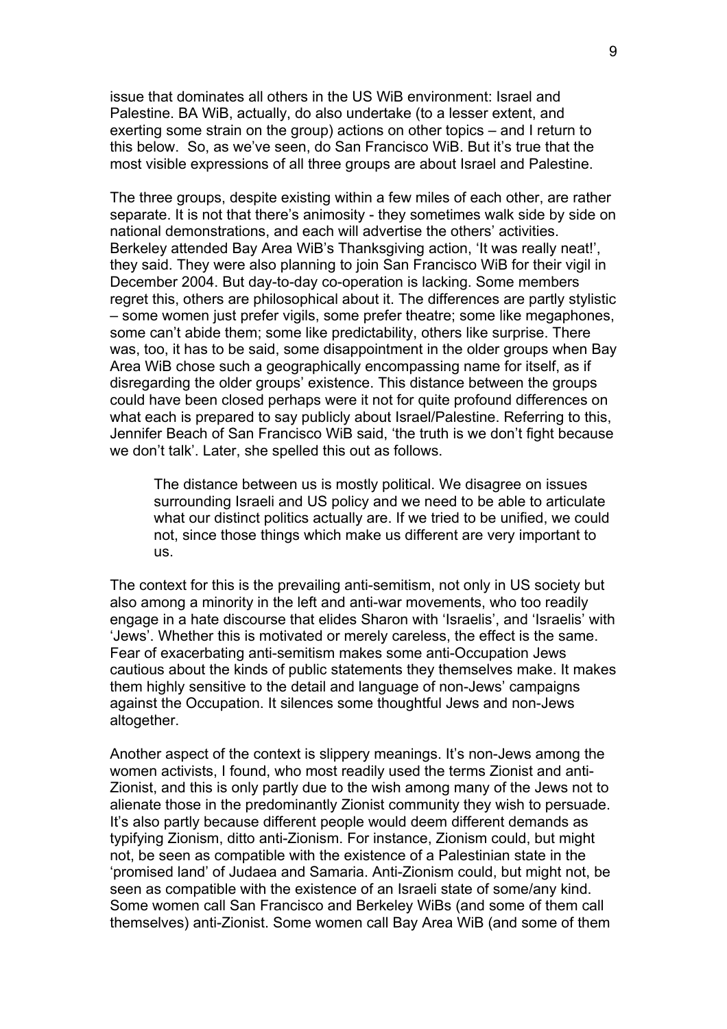issue that dominates all others in the US WiB environment: Israel and Palestine. BA WiB, actually, do also undertake (to a lesser extent, and exerting some strain on the group) actions on other topics – and I return to this below. So, as we've seen, do San Francisco WiB. But it's true that the most visible expressions of all three groups are about Israel and Palestine.

The three groups, despite existing within a few miles of each other, are rather separate. It is not that there's animosity - they sometimes walk side by side on national demonstrations, and each will advertise the others' activities. Berkeley attended Bay Area WiB's Thanksgiving action, 'It was really neat!', they said. They were also planning to join San Francisco WiB for their vigil in December 2004. But day-to-day co-operation is lacking. Some members regret this, others are philosophical about it. The differences are partly stylistic – some women just prefer vigils, some prefer theatre; some like megaphones, some can't abide them; some like predictability, others like surprise. There was, too, it has to be said, some disappointment in the older groups when Bay Area WiB chose such a geographically encompassing name for itself, as if disregarding the older groups' existence. This distance between the groups could have been closed perhaps were it not for quite profound differences on what each is prepared to say publicly about Israel/Palestine. Referring to this, Jennifer Beach of San Francisco WiB said, 'the truth is we don't fight because we don't talk'. Later, she spelled this out as follows.

> The distance between us is mostly political. We disagree on issues surrounding Israeli and US policy and we need to be able to articulate what our distinct politics actually are. If we tried to be unified, we could not, since those things which make us different are very important to us.

The context for this is the prevailing anti-semitism, not only in US society but also among a minority in the left and anti-war movements, who too readily engage in a hate discourse that elides Sharon with 'Israelis', and 'Israelis' with 'Jews'. Whether this is motivated or merely careless, the effect is the same. Fear of exacerbating anti-semitism makes some anti-Occupation Jews cautious about the kinds of public statements they themselves make. It makes them highly sensitive to the detail and language of non-Jews' campaigns against the Occupation. It silences some thoughtful Jews and non-Jews altogether.

Another aspect of the context is slippery meanings. It's non-Jews among the women activists, I found, who most readily used the terms Zionist and anti-Zionist, and this is only partly due to the wish among many of the Jews not to alienate those in the predominantly Zionist community they wish to persuade. It's also partly because different people would deem different demands as typifying Zionism, ditto anti-Zionism. For instance, Zionism could, but might not, be seen as compatible with the existence of a Palestinian state in the 'promised land' of Judaea and Samaria. Anti-Zionism could, but might not, be seen as compatible with the existence of an Israeli state of some/any kind. Some women call San Francisco and Berkeley WiBs (and some of them call themselves) anti-Zionist. Some women call Bay Area WiB (and some of them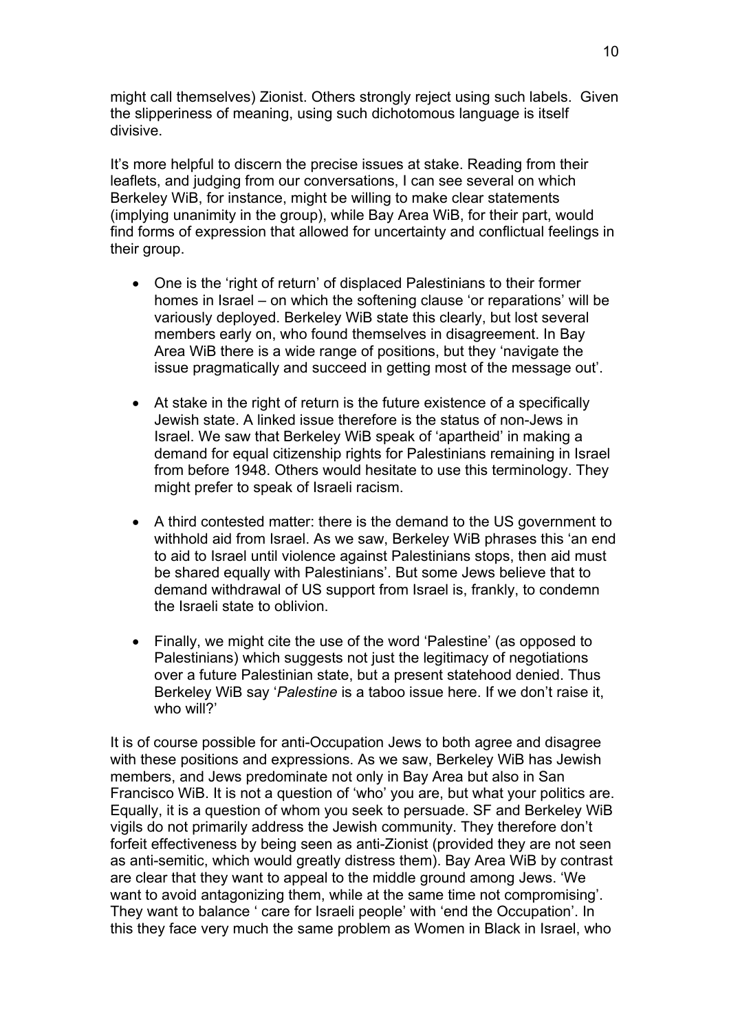might call themselves) Zionist. Others strongly reject using such labels. Given the slipperiness of meaning, using such dichotomous language is itself divisive.

It's more helpful to discern the precise issues at stake. Reading from their leaflets, and judging from our conversations, I can see several on which Berkeley WiB, for instance, might be willing to make clear statements (implying unanimity in the group), while Bay Area WiB, for their part, would find forms of expression that allowed for uncertainty and conflictual feelings in their group.

- One is the 'right of return' of displaced Palestinians to their former homes in Israel – on which the softening clause 'or reparations' will be variously deployed. Berkeley WiB state this clearly, but lost several members early on, who found themselves in disagreement. In Bay Area WiB there is a wide range of positions, but they 'navigate the issue pragmatically and succeed in getting most of the message out'.
- At stake in the right of return is the future existence of a specifically Jewish state. A linked issue therefore is the status of non-Jews in Israel. We saw that Berkeley WiB speak of 'apartheid' in making a demand for equal citizenship rights for Palestinians remaining in Israel from before 1948. Others would hesitate to use this terminology. They might prefer to speak of Israeli racism.
- A third contested matter: there is the demand to the US government to withhold aid from Israel. As we saw, Berkeley WiB phrases this 'an end to aid to Israel until violence against Palestinians stops, then aid must be shared equally with Palestinians'. But some Jews believe that to demand withdrawal of US support from Israel is, frankly, to condemn the Israeli state to oblivion.
- Finally, we might cite the use of the word 'Palestine' (as opposed to Palestinians) which suggests not just the legitimacy of negotiations over a future Palestinian state, but a present statehood denied. Thus Berkeley WiB say '*Palestine* is a taboo issue here. If we don't raise it, who will?'

It is of course possible for anti-Occupation Jews to both agree and disagree with these positions and expressions. As we saw, Berkeley WiB has Jewish members, and Jews predominate not only in Bay Area but also in San Francisco WiB. It is not a question of 'who' you are, but what your politics are. Equally, it is a question of whom you seek to persuade. SF and Berkeley WiB vigils do not primarily address the Jewish community. They therefore don't forfeit effectiveness by being seen as anti-Zionist (provided they are not seen as anti-semitic, which would greatly distress them). Bay Area WiB by contrast are clear that they want to appeal to the middle ground among Jews. 'We want to avoid antagonizing them, while at the same time not compromising'. They want to balance ' care for Israeli people' with 'end the Occupation'. In this they face very much the same problem as Women in Black in Israel, who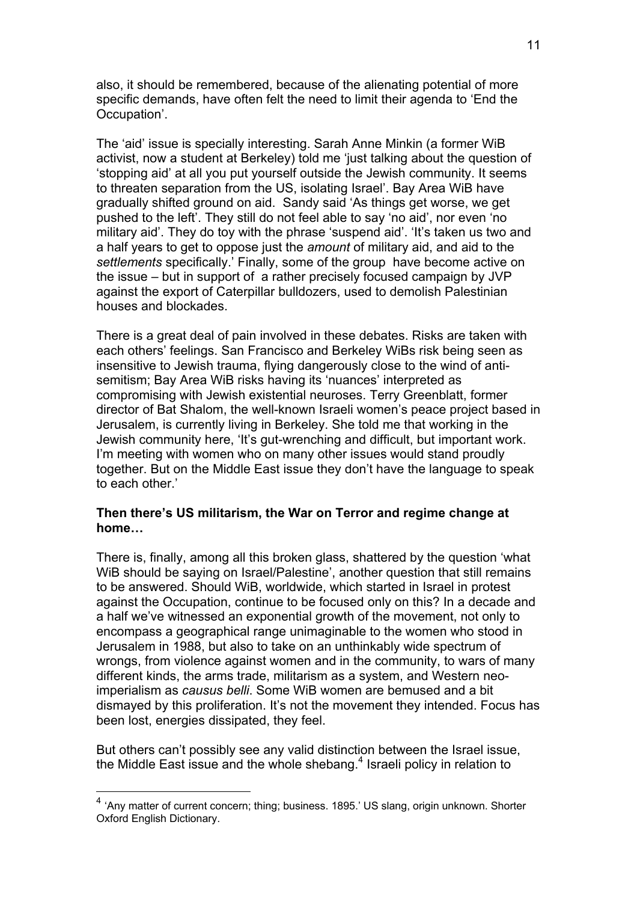also, it should be remembered, because of the alienating potential of more specific demands, have often felt the need to limit their agenda to 'End the Occupation'.

The 'aid' issue is specially interesting. Sarah Anne Minkin (a former WiB activist, now a student at Berkeley) told me 'just talking about the question of 'stopping aid' at all you put yourself outside the Jewish community. It seems to threaten separation from the US, isolating Israel'. Bay Area WiB have gradually shifted ground on aid. Sandy said 'As things get worse, we get pushed to the left'. They still do not feel able to say 'no aid', nor even 'no military aid'. They do toy with the phrase 'suspend aid'. 'It's taken us two and a half years to get to oppose just the *amount* of military aid, and aid to the *settlements* specifically.' Finally, some of the group have become active on the issue – but in support of a rather precisely focused campaign by JVP against the export of Caterpillar bulldozers, used to demolish Palestinian houses and blockades.

There is a great deal of pain involved in these debates. Risks are taken with each others' feelings. San Francisco and Berkeley WiBs risk being seen as insensitive to Jewish trauma, flying dangerously close to the wind of anti-semitism; Bay Area WiB risks having its 'nuances' interpreted as compromising with Jewish existential neuroses. Terry Greenblatt, former director of Bat Shalom, the well-known Israeli women's peace project based in Jerusalem, is currently living in Berkeley. She told me that working in the Jewish community here, 'It's gut-wrenching and difficult, but important work. I'm meeting with women who on many other issues would stand proudly together. But on the Middle East issue they don't have the language to speak to each other.'

**Then there's US militarism, the War on Terror and regime change at home…**

There is, finally, among all this broken glass, shattered by the question 'what WiB should be saying on Israel/Palestine', another question that still remains to be answered. Should WiB, worldwide, which started in Israel in protest against the Occupation, continue to be focused only on this? In a decade and a half we've witnessed an exponential growth of the movement, not only to encompass a geographical range unimaginable to the women who stood in Jerusalem in 1988, but also to take on an unthinkably wide spectrum of wrongs, from violence against women and in the community, to wars of many different kinds, the arms trade, militarism as a system, and Western neo-imperialism as *causus belli*. Some WiB women are bemused and a bit dismayed by this proliferation. It's not the movement they intended. Focus has been lost, energies dissipated, they feel.

But others can't possibly see any valid distinction between the Israel issue, the Middle East issue and the whole shebang.[4] Israeli policy in relation to

---

[4] 'Any matter of current concern; thing; business. 1895.' US slang, origin unknown. Shorter Oxford English Dictionary.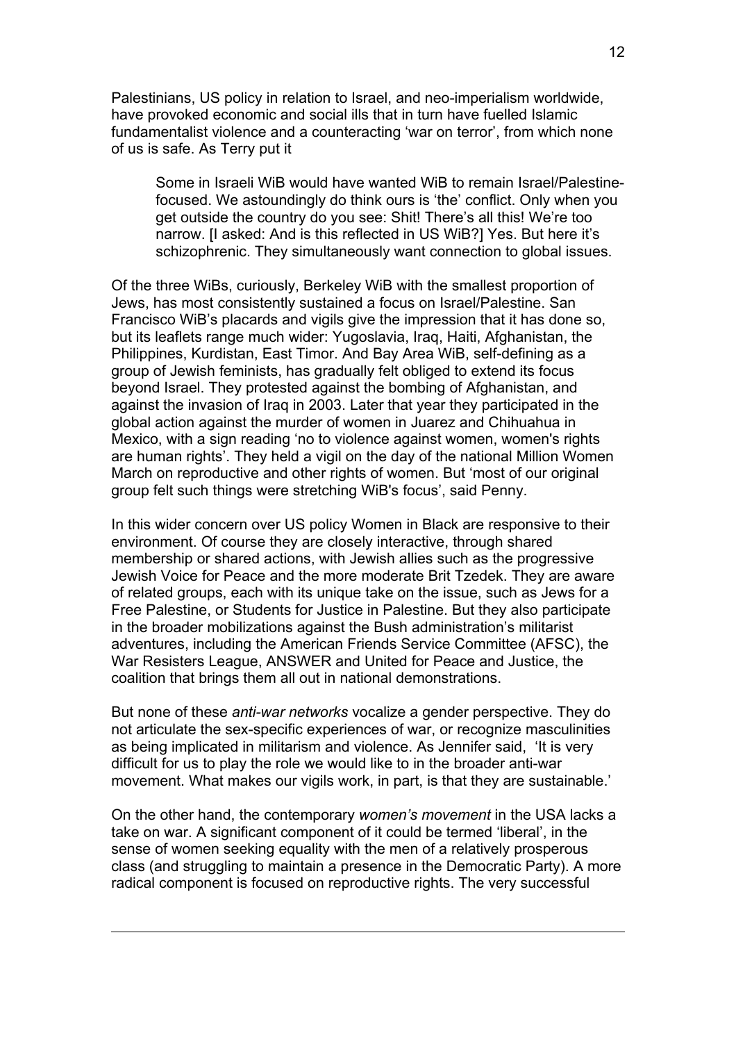Palestinians, US policy in relation to Israel, and neo-imperialism worldwide, have provoked economic and social ills that in turn have fuelled Islamic fundamentalist violence and a counteracting 'war on terror', from which none of us is safe. As Terry put it

> Some in Israeli WiB would have wanted WiB to remain Israel/Palestine-focused. We astoundingly do think ours is 'the' conflict. Only when you get outside the country do you see: Shit! There's all this! We're too narrow. [I asked: And is this reflected in US WiB?] Yes. But here it's schizophrenic. They simultaneously want connection to global issues.

Of the three WiBs, curiously, Berkeley WiB with the smallest proportion of Jews, has most consistently sustained a focus on Israel/Palestine. San Francisco WiB's placards and vigils give the impression that it has done so, but its leaflets range much wider: Yugoslavia, Iraq, Haiti, Afghanistan, the Philippines, Kurdistan, East Timor. And Bay Area WiB, self-defining as a group of Jewish feminists, has gradually felt obliged to extend its focus beyond Israel. They protested against the bombing of Afghanistan, and against the invasion of Iraq in 2003. Later that year they participated in the global action against the murder of women in Juarez and Chihuahua in Mexico, with a sign reading 'no to violence against women, women's rights are human rights'. They held a vigil on the day of the national Million Women March on reproductive and other rights of women. But 'most of our original group felt such things were stretching WiB's focus', said Penny.

In this wider concern over US policy Women in Black are responsive to their environment. Of course they are closely interactive, through shared membership or shared actions, with Jewish allies such as the progressive Jewish Voice for Peace and the more moderate Brit Tzedek. They are aware of related groups, each with its unique take on the issue, such as Jews for a Free Palestine, or Students for Justice in Palestine. But they also participate in the broader mobilizations against the Bush administration's militarist adventures, including the American Friends Service Committee (AFSC), the War Resisters League, ANSWER and United for Peace and Justice, the coalition that brings them all out in national demonstrations.

But none of these *anti-war networks* vocalize a gender perspective. They do not articulate the sex-specific experiences of war, or recognize masculinities as being implicated in militarism and violence. As Jennifer said, 'It is very difficult for us to play the role we would like to in the broader anti-war movement. What makes our vigils work, in part, is that they are sustainable.'

On the other hand, the contemporary *women's movement* in the USA lacks a take on war. A significant component of it could be termed 'liberal', in the sense of women seeking equality with the men of a relatively prosperous class (and struggling to maintain a presence in the Democratic Party). A more radical component is focused on reproductive rights. The very successful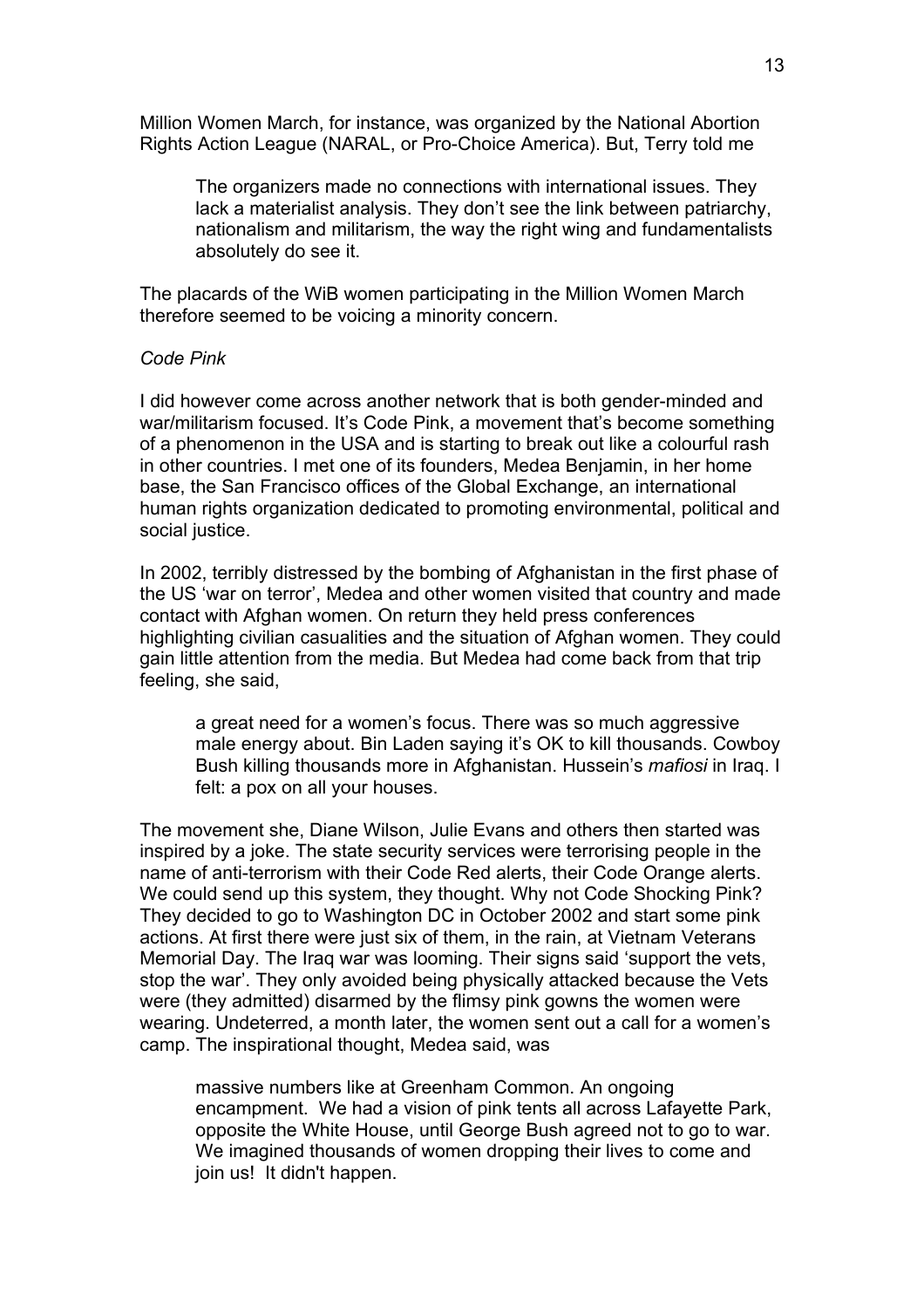Million Women March, for instance, was organized by the National Abortion Rights Action League (NARAL, or Pro-Choice America). But, Terry told me

> The organizers made no connections with international issues. They lack a materialist analysis. They don't see the link between patriarchy, nationalism and militarism, the way the right wing and fundamentalists absolutely do see it.

The placards of the WiB women participating in the Million Women March therefore seemed to be voicing a minority concern.

*Code Pink*

I did however come across another network that is both gender-minded and war/militarism focused. It's Code Pink, a movement that's become something of a phenomenon in the USA and is starting to break out like a colourful rash in other countries. I met one of its founders, Medea Benjamin, in her home base, the San Francisco offices of the Global Exchange, an international human rights organization dedicated to promoting environmental, political and social justice.

In 2002, terribly distressed by the bombing of Afghanistan in the first phase of the US 'war on terror', Medea and other women visited that country and made contact with Afghan women. On return they held press conferences highlighting civilian casualities and the situation of Afghan women. They could gain little attention from the media. But Medea had come back from that trip feeling, she said,

> a great need for a women's focus. There was so much aggressive male energy about. Bin Laden saying it's OK to kill thousands. Cowboy Bush killing thousands more in Afghanistan. Hussein's *mafiosi* in Iraq. I felt: a pox on all your houses.

The movement she, Diane Wilson, Julie Evans and others then started was inspired by a joke. The state security services were terrorising people in the name of anti-terrorism with their Code Red alerts, their Code Orange alerts. We could send up this system, they thought. Why not Code Shocking Pink? They decided to go to Washington DC in October 2002 and start some pink actions. At first there were just six of them, in the rain, at Vietnam Veterans Memorial Day. The Iraq war was looming. Their signs said 'support the vets, stop the war'. They only avoided being physically attacked because the Vets were (they admitted) disarmed by the flimsy pink gowns the women were wearing. Undeterred, a month later, the women sent out a call for a women's camp. The inspirational thought, Medea said, was

> massive numbers like at Greenham Common. An ongoing encampment. We had a vision of pink tents all across Lafayette Park, opposite the White House, until George Bush agreed not to go to war. We imagined thousands of women dropping their lives to come and join us! It didn't happen.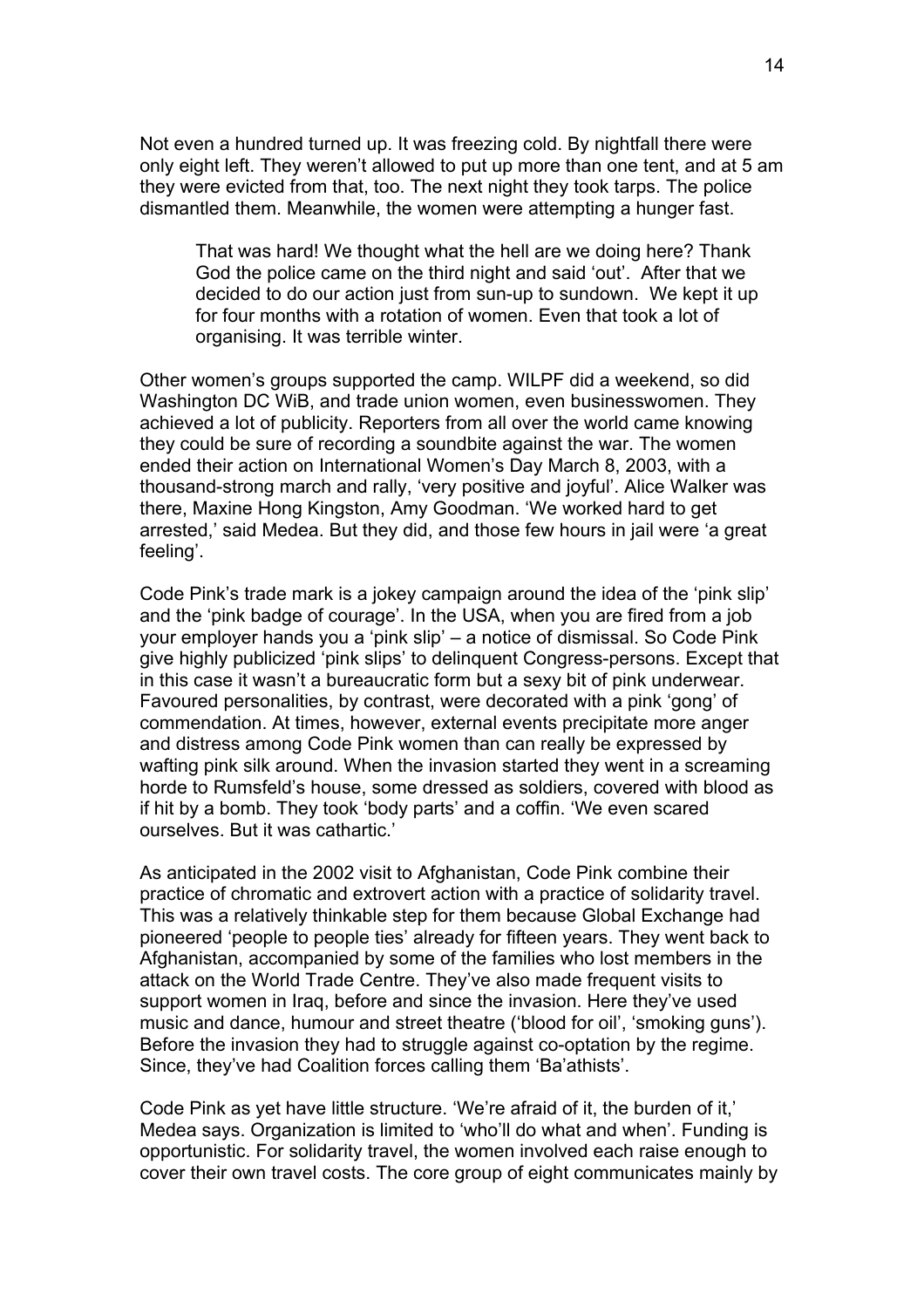Not even a hundred turned up. It was freezing cold. By nightfall there were only eight left. They weren't allowed to put up more than one tent, and at 5 am they were evicted from that, too. The next night they took tarps. The police dismantled them. Meanwhile, the women were attempting a hunger fast.

> That was hard! We thought what the hell are we doing here? Thank God the police came on the third night and said 'out'. After that we decided to do our action just from sun-up to sundown. We kept it up for four months with a rotation of women. Even that took a lot of organising. It was terrible winter.

Other women's groups supported the camp. WILPF did a weekend, so did Washington DC WiB, and trade union women, even businesswomen. They achieved a lot of publicity. Reporters from all over the world came knowing they could be sure of recording a soundbite against the war. The women ended their action on International Women's Day March 8, 2003, with a thousand-strong march and rally, 'very positive and joyful'. Alice Walker was there, Maxine Hong Kingston, Amy Goodman. 'We worked hard to get arrested,' said Medea. But they did, and those few hours in jail were 'a great feeling'.

Code Pink's trade mark is a jokey campaign around the idea of the 'pink slip' and the 'pink badge of courage'. In the USA, when you are fired from a job your employer hands you a 'pink slip' – a notice of dismissal. So Code Pink give highly publicized 'pink slips' to delinquent Congress-persons. Except that in this case it wasn't a bureaucratic form but a sexy bit of pink underwear. Favoured personalities, by contrast, were decorated with a pink 'gong' of commendation. At times, however, external events precipitate more anger and distress among Code Pink women than can really be expressed by wafting pink silk around. When the invasion started they went in a screaming horde to Rumsfeld's house, some dressed as soldiers, covered with blood as if hit by a bomb. They took 'body parts' and a coffin. 'We even scared ourselves. But it was cathartic.'

As anticipated in the 2002 visit to Afghanistan, Code Pink combine their practice of chromatic and extrovert action with a practice of solidarity travel. This was a relatively thinkable step for them because Global Exchange had pioneered 'people to people ties' already for fifteen years. They went back to Afghanistan, accompanied by some of the families who lost members in the attack on the World Trade Centre. They've also made frequent visits to support women in Iraq, before and since the invasion. Here they've used music and dance, humour and street theatre ('blood for oil', 'smoking guns'). Before the invasion they had to struggle against co-optation by the regime. Since, they've had Coalition forces calling them 'Ba'athists'.

Code Pink as yet have little structure. 'We're afraid of it, the burden of it,' Medea says. Organization is limited to 'who'll do what and when'. Funding is opportunistic. For solidarity travel, the women involved each raise enough to cover their own travel costs. The core group of eight communicates mainly by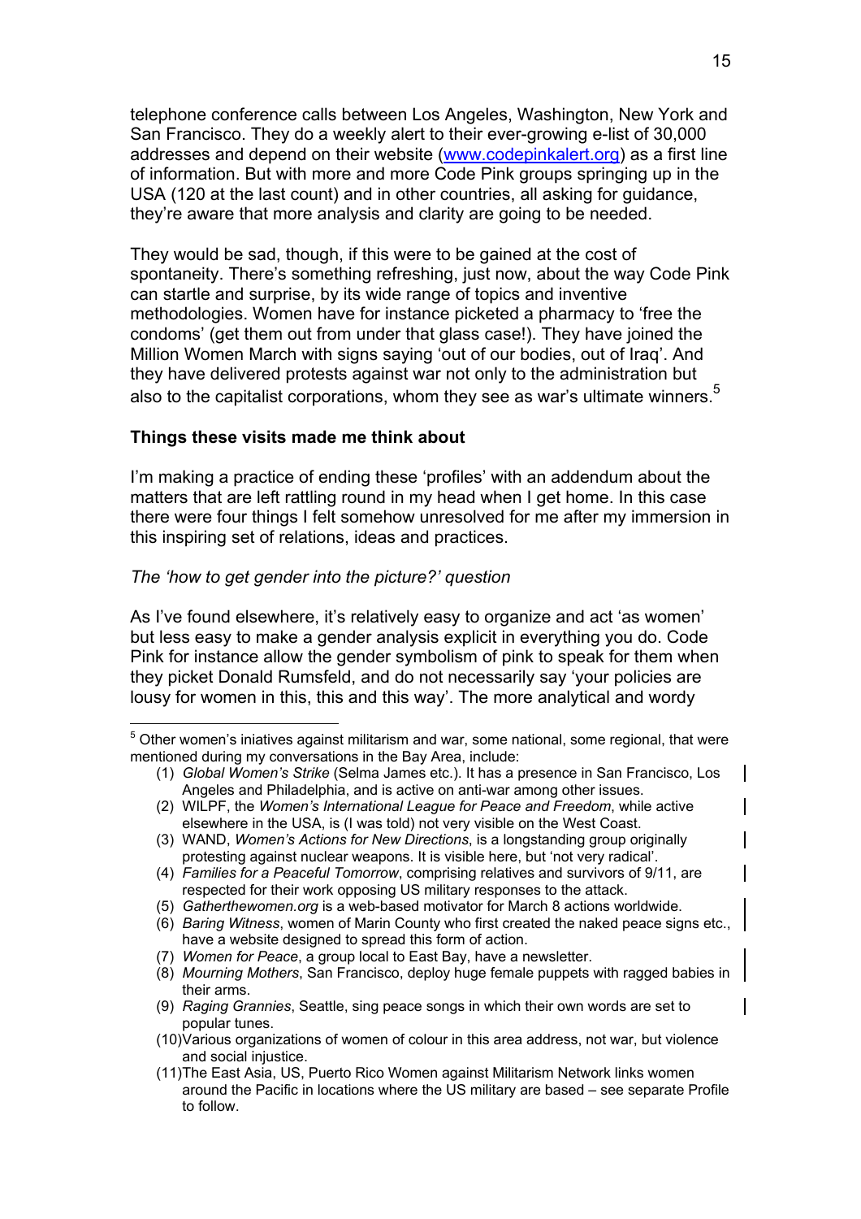telephone conference calls between Los Angeles, Washington, New York and San Francisco. They do a weekly alert to their ever-growing e-list of 30,000 addresses and depend on their website (www.codepinkalert.org) as a first line of information. But with more and more Code Pink groups springing up in the USA (120 at the last count) and in other countries, all asking for guidance, they're aware that more analysis and clarity are going to be needed.

They would be sad, though, if this were to be gained at the cost of spontaneity. There's something refreshing, just now, about the way Code Pink can startle and surprise, by its wide range of topics and inventive methodologies. Women have for instance picketed a pharmacy to 'free the condoms' (get them out from under that glass case!). They have joined the Million Women March with signs saying 'out of our bodies, out of Iraq'. And they have delivered protests against war not only to the administration but also to the capitalist corporations, whom they see as war's ultimate winners.[5]

**Things these visits made me think about**

I'm making a practice of ending these 'profiles' with an addendum about the matters that are left rattling round in my head when I get home. In this case there were four things I felt somehow unresolved for me after my immersion in this inspiring set of relations, ideas and practices.

*The 'how to get gender into the picture?' question*

As I've found elsewhere, it's relatively easy to organize and act 'as women' but less easy to make a gender analysis explicit in everything you do. Code Pink for instance allow the gender symbolism of pink to speak for them when they picket Donald Rumsfeld, and do not necessarily say 'your policies are lousy for women in this, this and this way'. The more analytical and wordy

---

[5] Other women's iniatives against militarism and war, some national, some regional, that were mentioned during my conversations in the Bay Area, include:

1. *Global Women's Strike* (Selma James etc.). It has a presence in San Francisco, Los Angeles and Philadelphia, and is active on anti-war among other issues.
2. WILPF, the *Women's International League for Peace and Freedom*, while active elsewhere in the USA, is (I was told) not very visible on the West Coast.
3. WAND, *Women's Actions for New Directions*, is a longstanding group originally protesting against nuclear weapons. It is visible here, but 'not very radical'.
4. *Families for a Peaceful Tomorrow*, comprising relatives and survivors of 9/11, are respected for their work opposing US military responses to the attack.
5. *Gatherthewomen.org* is a web-based motivator for March 8 actions worldwide.
6. *Baring Witness*, women of Marin County who first created the naked peace signs etc., have a website designed to spread this form of action.
7. *Women for Peace*, a group local to East Bay, have a newsletter.
8. *Mourning Mothers*, San Francisco, deploy huge female puppets with ragged babies in their arms.
9. *Raging Grannies*, Seattle, sing peace songs in which their own words are set to popular tunes.
10. Various organizations of women of colour in this area address, not war, but violence and social injustice.
11. The East Asia, US, Puerto Rico Women against Militarism Network links women around the Pacific in locations where the US military are based – see separate Profile to follow.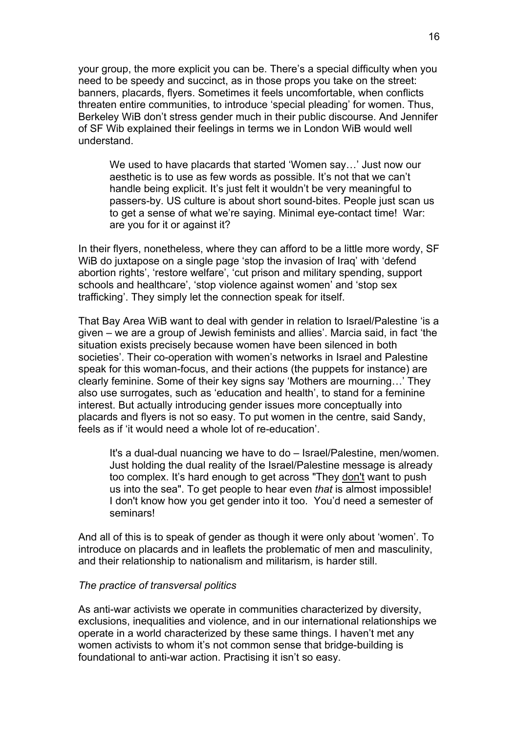your group, the more explicit you can be. There's a special difficulty when you need to be speedy and succinct, as in those props you take on the street: banners, placards, flyers. Sometimes it feels uncomfortable, when conflicts threaten entire communities, to introduce 'special pleading' for women. Thus, Berkeley WiB don't stress gender much in their public discourse. And Jennifer of SF Wib explained their feelings in terms we in London WiB would well understand.

> We used to have placards that started 'Women say…' Just now our aesthetic is to use as few words as possible. It's not that we can't handle being explicit. It's just felt it wouldn't be very meaningful to passers-by. US culture is about short sound-bites. People just scan us to get a sense of what we're saying. Minimal eye-contact time! War: are you for it or against it?

In their flyers, nonetheless, where they can afford to be a little more wordy, SF WiB do juxtapose on a single page 'stop the invasion of Iraq' with 'defend abortion rights', 'restore welfare', 'cut prison and military spending, support schools and healthcare', 'stop violence against women' and 'stop sex trafficking'. They simply let the connection speak for itself.

That Bay Area WiB want to deal with gender in relation to Israel/Palestine 'is a given – we are a group of Jewish feminists and allies'. Marcia said, in fact 'the situation exists precisely because women have been silenced in both societies'. Their co-operation with women's networks in Israel and Palestine speak for this woman-focus, and their actions (the puppets for instance) are clearly feminine. Some of their key signs say 'Mothers are mourning…' They also use surrogates, such as 'education and health', to stand for a feminine interest. But actually introducing gender issues more conceptually into placards and flyers is not so easy. To put women in the centre, said Sandy, feels as if 'it would need a whole lot of re-education'.

> It's a dual-dual nuancing we have to do – Israel/Palestine, men/women. Just holding the dual reality of the Israel/Palestine message is already too complex. It's hard enough to get across "They <u>don't</u> want to push us into the sea". To get people to hear even *that* is almost impossible! I don't know how you get gender into it too. You'd need a semester of seminars!

And all of this is to speak of gender as though it were only about 'women'. To introduce on placards and in leaflets the problematic of men and masculinity, and their relationship to nationalism and militarism, is harder still.

*The practice of transversal politics*

As anti-war activists we operate in communities characterized by diversity, exclusions, inequalities and violence, and in our international relationships we operate in a world characterized by these same things. I haven't met any women activists to whom it's not common sense that bridge-building is foundational to anti-war action. Practising it isn't so easy.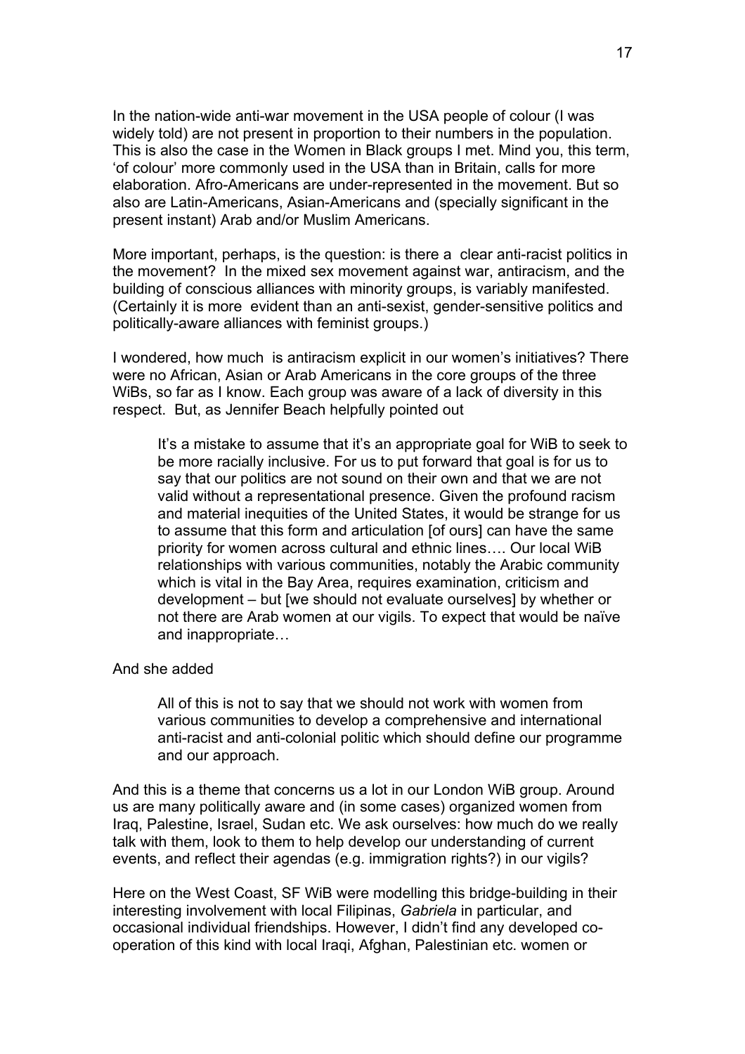In the nation-wide anti-war movement in the USA people of colour (I was widely told) are not present in proportion to their numbers in the population. This is also the case in the Women in Black groups I met. Mind you, this term, 'of colour' more commonly used in the USA than in Britain, calls for more elaboration. Afro-Americans are under-represented in the movement. But so also are Latin-Americans, Asian-Americans and (specially significant in the present instant) Arab and/or Muslim Americans.

More important, perhaps, is the question: is there a clear anti-racist politics in the movement? In the mixed sex movement against war, antiracism, and the building of conscious alliances with minority groups, is variably manifested. (Certainly it is more evident than an anti-sexist, gender-sensitive politics and politically-aware alliances with feminist groups.)

I wondered, how much is antiracism explicit in our women's initiatives? There were no African, Asian or Arab Americans in the core groups of the three WiBs, so far as I know. Each group was aware of a lack of diversity in this respect. But, as Jennifer Beach helpfully pointed out

> It's a mistake to assume that it's an appropriate goal for WiB to seek to be more racially inclusive. For us to put forward that goal is for us to say that our politics are not sound on their own and that we are not valid without a representational presence. Given the profound racism and material inequities of the United States, it would be strange for us to assume that this form and articulation [of ours] can have the same priority for women across cultural and ethnic lines…. Our local WiB relationships with various communities, notably the Arabic community which is vital in the Bay Area, requires examination, criticism and development – but [we should not evaluate ourselves] by whether or not there are Arab women at our vigils. To expect that would be naïve and inappropriate…

And she added

> All of this is not to say that we should not work with women from various communities to develop a comprehensive and international anti-racist and anti-colonial politic which should define our programme and our approach.

And this is a theme that concerns us a lot in our London WiB group. Around us are many politically aware and (in some cases) organized women from Iraq, Palestine, Israel, Sudan etc. We ask ourselves: how much do we really talk with them, look to them to help develop our understanding of current events, and reflect their agendas (e.g. immigration rights?) in our vigils?

Here on the West Coast, SF WiB were modelling this bridge-building in their interesting involvement with local Filipinas, *Gabriela* in particular, and occasional individual friendships. However, I didn't find any developed co-operation of this kind with local Iraqi, Afghan, Palestinian etc. women or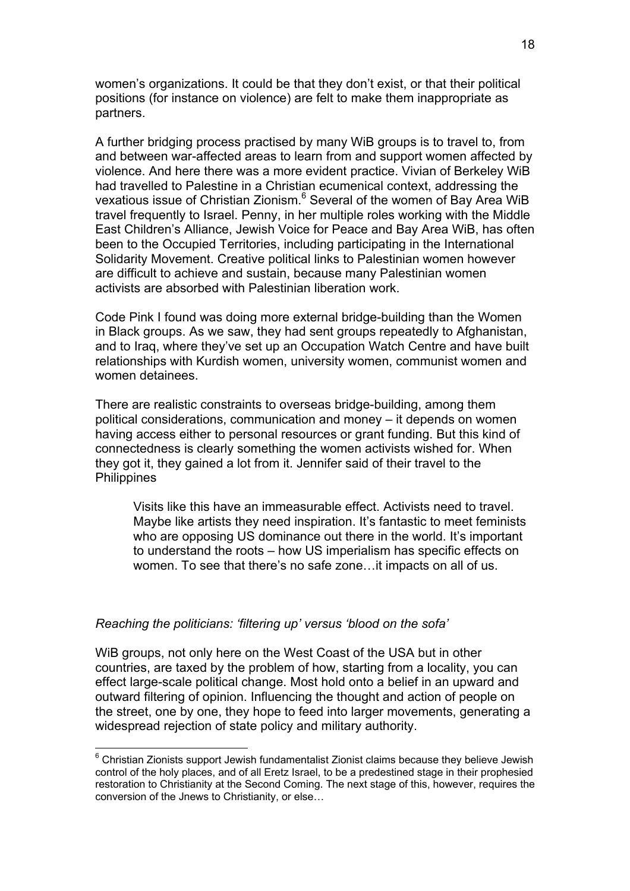women's organizations. It could be that they don't exist, or that their political positions (for instance on violence) are felt to make them inappropriate as partners.

A further bridging process practised by many WiB groups is to travel to, from and between war-affected areas to learn from and support women affected by violence. And here there was a more evident practice. Vivian of Berkeley WiB had travelled to Palestine in a Christian ecumenical context, addressing the vexatious issue of Christian Zionism.[6] Several of the women of Bay Area WiB travel frequently to Israel. Penny, in her multiple roles working with the Middle East Children's Alliance, Jewish Voice for Peace and Bay Area WiB, has often been to the Occupied Territories, including participating in the International Solidarity Movement. Creative political links to Palestinian women however are difficult to achieve and sustain, because many Palestinian women activists are absorbed with Palestinian liberation work.

Code Pink I found was doing more external bridge-building than the Women in Black groups. As we saw, they had sent groups repeatedly to Afghanistan, and to Iraq, where they've set up an Occupation Watch Centre and have built relationships with Kurdish women, university women, communist women and women detainees.

There are realistic constraints to overseas bridge-building, among them political considerations, communication and money – it depends on women having access either to personal resources or grant funding. But this kind of connectedness is clearly something the women activists wished for. When they got it, they gained a lot from it. Jennifer said of their travel to the Philippines

> Visits like this have an immeasurable effect. Activists need to travel. Maybe like artists they need inspiration. It's fantastic to meet feminists who are opposing US dominance out there in the world. It's important to understand the roots – how US imperialism has specific effects on women. To see that there's no safe zone…it impacts on all of us.

*Reaching the politicians: 'filtering up' versus 'blood on the sofa'*

WiB groups, not only here on the West Coast of the USA but in other countries, are taxed by the problem of how, starting from a locality, you can effect large-scale political change. Most hold onto a belief in an upward and outward filtering of opinion. Influencing the thought and action of people on the street, one by one, they hope to feed into larger movements, generating a widespread rejection of state policy and military authority.

---

[6] Christian Zionists support Jewish fundamentalist Zionist claims because they believe Jewish control of the holy places, and of all Eretz Israel, to be a predestined stage in their prophesied restoration to Christianity at the Second Coming. The next stage of this, however, requires the conversion of the Jnews to Christianity, or else…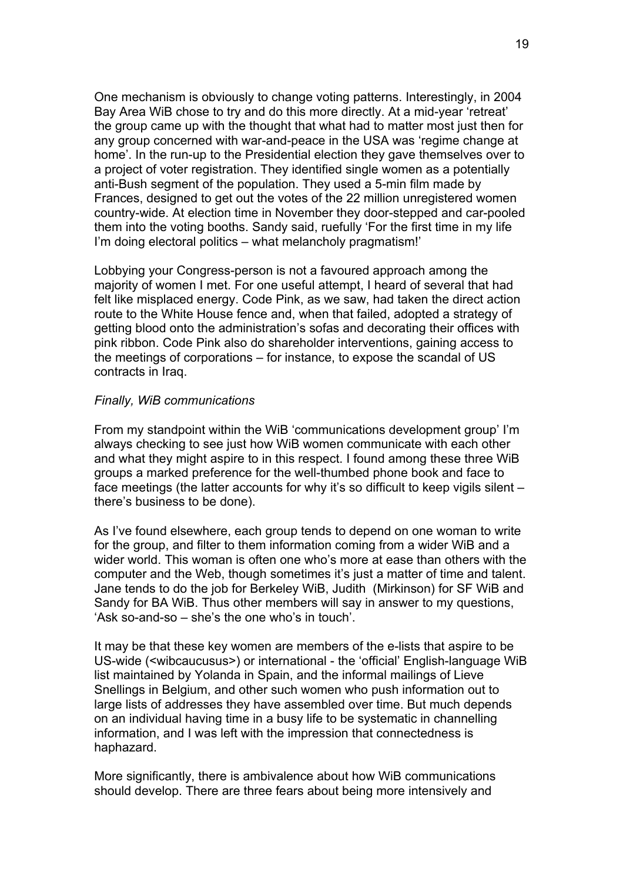One mechanism is obviously to change voting patterns. Interestingly, in 2004 Bay Area WiB chose to try and do this more directly. At a mid-year 'retreat' the group came up with the thought that what had to matter most just then for any group concerned with war-and-peace in the USA was 'regime change at home'. In the run-up to the Presidential election they gave themselves over to a project of voter registration. They identified single women as a potentially anti-Bush segment of the population. They used a 5-min film made by Frances, designed to get out the votes of the 22 million unregistered women country-wide. At election time in November they door-stepped and car-pooled them into the voting booths. Sandy said, ruefully 'For the first time in my life I'm doing electoral politics – what melancholy pragmatism!'

Lobbying your Congress-person is not a favoured approach among the majority of women I met. For one useful attempt, I heard of several that had felt like misplaced energy. Code Pink, as we saw, had taken the direct action route to the White House fence and, when that failed, adopted a strategy of getting blood onto the administration's sofas and decorating their offices with pink ribbon. Code Pink also do shareholder interventions, gaining access to the meetings of corporations – for instance, to expose the scandal of US contracts in Iraq.

*Finally, WiB communications*

From my standpoint within the WiB 'communications development group' I'm always checking to see just how WiB women communicate with each other and what they might aspire to in this respect. I found among these three WiB groups a marked preference for the well-thumbed phone book and face to face meetings (the latter accounts for why it's so difficult to keep vigils silent – there's business to be done).

As I've found elsewhere, each group tends to depend on one woman to write for the group, and filter to them information coming from a wider WiB and a wider world. This woman is often one who's more at ease than others with the computer and the Web, though sometimes it's just a matter of time and talent. Jane tends to do the job for Berkeley WiB, Judith (Mirkinson) for SF WiB and Sandy for BA WiB. Thus other members will say in answer to my questions, 'Ask so-and-so – she's the one who's in touch'.

It may be that these key women are members of the e-lists that aspire to be US-wide (<wibcaucusus>) or international - the 'official' English-language WiB list maintained by Yolanda in Spain, and the informal mailings of Lieve Snellings in Belgium, and other such women who push information out to large lists of addresses they have assembled over time. But much depends on an individual having time in a busy life to be systematic in channelling information, and I was left with the impression that connectedness is haphazard.

More significantly, there is ambivalence about how WiB communications should develop. There are three fears about being more intensively and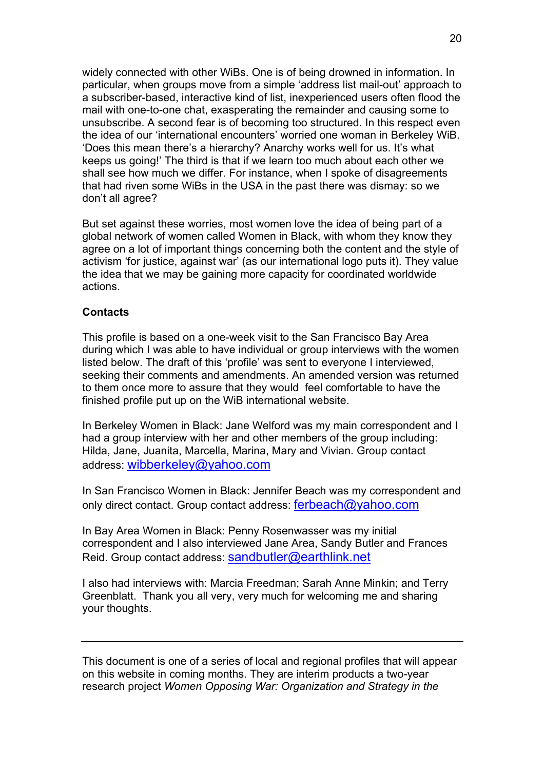widely connected with other WiBs. One is of being drowned in information. In particular, when groups move from a simple 'address list mail-out' approach to a subscriber-based, interactive kind of list, inexperienced users often flood the mail with one-to-one chat, exasperating the remainder and causing some to unsubscribe. A second fear is of becoming too structured. In this respect even the idea of our 'international encounters' worried one woman in Berkeley WiB. 'Does this mean there's a hierarchy? Anarchy works well for us. It's what keeps us going!' The third is that if we learn too much about each other we shall see how much we differ. For instance, when I spoke of disagreements that had riven some WiBs in the USA in the past there was dismay: so we don't all agree?

But set against these worries, most women love the idea of being part of a global network of women called Women in Black, with whom they know they agree on a lot of important things concerning both the content and the style of activism 'for justice, against war' (as our international logo puts it). They value the idea that we may be gaining more capacity for coordinated worldwide actions.

**Contacts**

This profile is based on a one-week visit to the San Francisco Bay Area during which I was able to have individual or group interviews with the women listed below. The draft of this 'profile' was sent to everyone I interviewed, seeking their comments and amendments. An amended version was returned to them once more to assure that they would feel comfortable to have the finished profile put up on the WiB international website.

In Berkeley Women in Black: Jane Welford was my main correspondent and I had a group interview with her and other members of the group including: Hilda, Jane, Juanita, Marcella, Marina, Mary and Vivian. Group contact address: wibberkeley@yahoo.com

In San Francisco Women in Black: Jennifer Beach was my correspondent and only direct contact. Group contact address: ferbeach@yahoo.com

In Bay Area Women in Black: Penny Rosenwasser was my initial correspondent and I also interviewed Jane Area, Sandy Butler and Frances Reid. Group contact address: sandbutler@earthlink.net

I also had interviews with: Marcia Freedman; Sarah Anne Minkin; and Terry Greenblatt. Thank you all very, very much for welcoming me and sharing your thoughts.

---

This document is one of a series of local and regional profiles that will appear on this website in coming months. They are interim products a two-year research project *Women Opposing War: Organization and Strategy in the*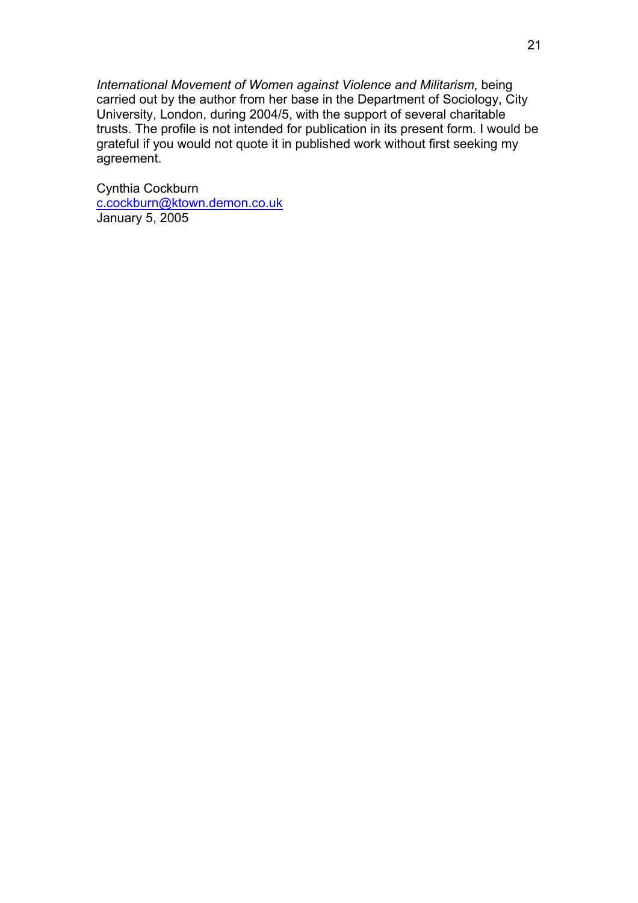*International Movement of Women against Violence and Militarism*, being carried out by the author from her base in the Department of Sociology, City University, London, during 2004/5, with the support of several charitable trusts. The profile is not intended for publication in its present form. I would be grateful if you would not quote it in published work without first seeking my agreement.

Cynthia Cockburn
c.cockburn@ktown.demon.co.uk
January 5, 2005